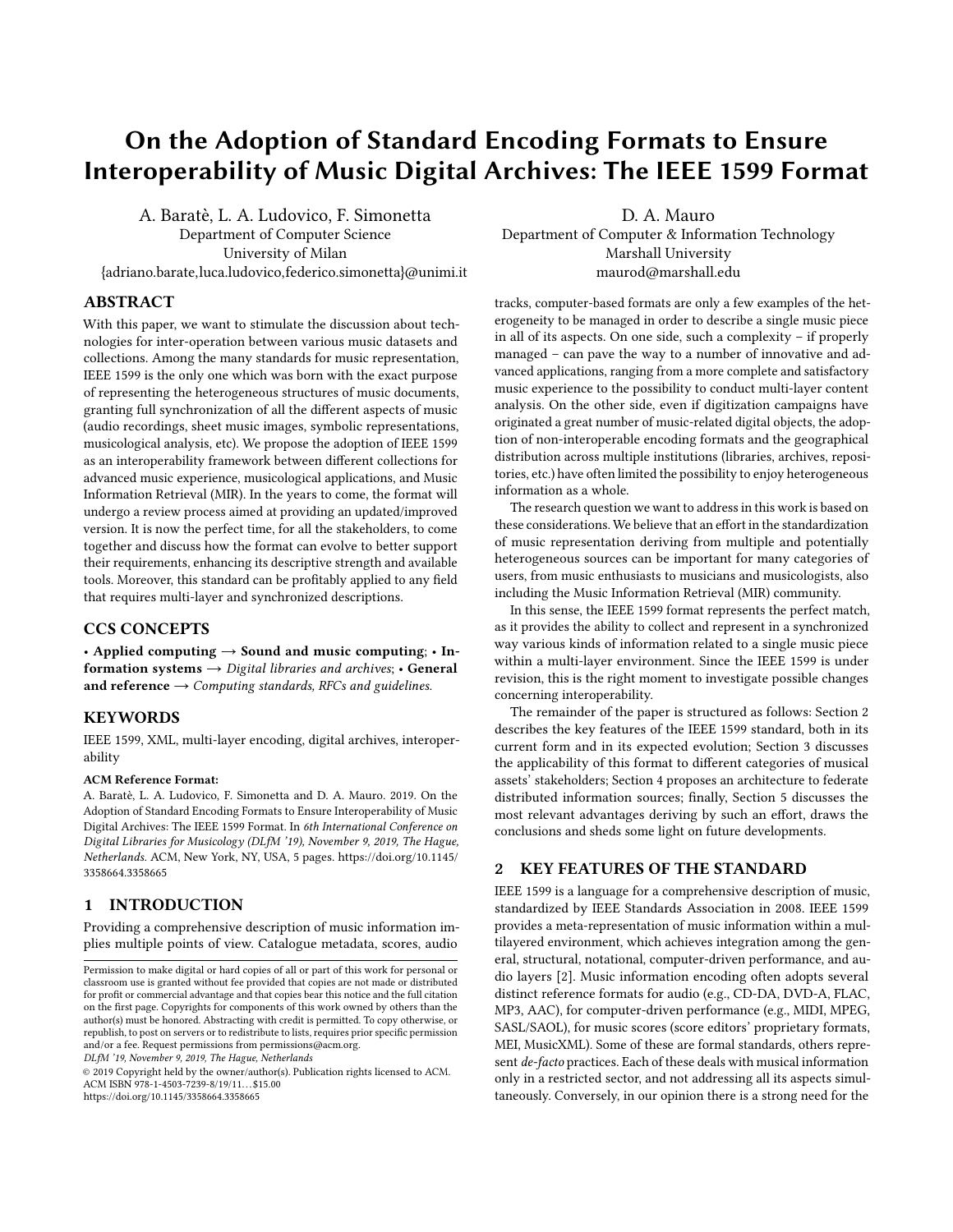# On the Adoption of Standard Encoding Formats to Ensure Interoperability of Music Digital Archives: The IEEE 1599 Format

A. Baratè, L. A. Ludovico, F. Simonetta
Department of Computer Science
University of Milan
{adriano.barate,luca.ludovico,federico.simonetta}@unimi.it

D. A. Mauro
Department of Computer & Information Technology
Marshall University
maurod@marshall.edu

## ABSTRACT

With this paper, we want to stimulate the discussion about technologies for inter-operation between various music datasets and collections. Among the many standards for music representation, IEEE 1599 is the only one which was born with the exact purpose of representing the heterogeneous structures of music documents, granting full synchronization of all the different aspects of music (audio recordings, sheet music images, symbolic representations, musicological analysis, etc). We propose the adoption of IEEE 1599 as an interoperability framework between different collections for advanced music experience, musicological applications, and Music Information Retrieval (MIR). In the years to come, the format will undergo a review process aimed at providing an updated/improved version. It is now the perfect time, for all the stakeholders, to come together and discuss how the format can evolve to better support their requirements, enhancing its descriptive strength and available tools. Moreover, this standard can be profitably applied to any field that requires multi-layer and synchronized descriptions.

## CCS CONCEPTS

• **Applied computing** → **Sound and music computing**; • **Information systems** → *Digital libraries and archives*; • **General and reference** → *Computing standards, RFCs and guidelines.*

## KEYWORDS

IEEE 1599, XML, multi-layer encoding, digital archives, interoperability

**ACM Reference Format:**

A. Baratè, L. A. Ludovico, F. Simonetta and D. A. Mauro. 2019. On the Adoption of Standard Encoding Formats to Ensure Interoperability of Music Digital Archives: The IEEE 1599 Format. In *6th International Conference on Digital Libraries for Musicology (DLfM '19), November 9, 2019, The Hague, Netherlands.* ACM, New York, NY, USA, 5 pages. https://doi.org/10.1145/3358664.3358665

## 1 INTRODUCTION

Providing a comprehensive description of music information implies multiple points of view. Catalogue metadata, scores, audio tracks, computer-based formats are only a few examples of the heterogeneity to be managed in order to describe a single music piece in all of its aspects. On one side, such a complexity – if properly managed – can pave the way to a number of innovative and advanced applications, ranging from a more complete and satisfactory music experience to the possibility to conduct multi-layer content analysis. On the other side, even if digitization campaigns have originated a great number of music-related digital objects, the adoption of non-interoperable encoding formats and the geographical distribution across multiple institutions (libraries, archives, repositories, etc.) have often limited the possibility to enjoy heterogeneous information as a whole.

The research question we want to address in this work is based on these considerations. We believe that an effort in the standardization of music representation deriving from multiple and potentially heterogeneous sources can be important for many categories of users, from music enthusiasts to musicians and musicologists, also including the Music Information Retrieval (MIR) community.

In this sense, the IEEE 1599 format represents the perfect match, as it provides the ability to collect and represent in a synchronized way various kinds of information related to a single music piece within a multi-layer environment. Since the IEEE 1599 is under revision, this is the right moment to investigate possible changes concerning interoperability.

The remainder of the paper is structured as follows: Section 2 describes the key features of the IEEE 1599 standard, both in its current form and in its expected evolution; Section 3 discusses the applicability of this format to different categories of musical assets' stakeholders; Section 4 proposes an architecture to federate distributed information sources; finally, Section 5 discusses the most relevant advantages deriving by such an effort, draws the conclusions and sheds some light on future developments.

## 2 KEY FEATURES OF THE STANDARD

IEEE 1599 is a language for a comprehensive description of music, standardized by IEEE Standards Association in 2008. IEEE 1599 provides a meta-representation of music information within a multilayered environment, which achieves integration among the general, structural, notational, computer-driven performance, and audio layers [2]. Music information encoding often adopts several distinct reference formats for audio (e.g., CD-DA, DVD-A, FLAC, MP3, AAC), for computer-driven performance (e.g., MIDI, MPEG, SASL/SAOL), for music scores (score editors' proprietary formats, MEI, MusicXML). Some of these are formal standards, others represent *de-facto* practices. Each of these deals with musical information only in a restricted sector, and not addressing all its aspects simultaneously. Conversely, in our opinion there is a strong need for the

Permission to make digital or hard copies of all or part of this work for personal or classroom use is granted without fee provided that copies are not made or distributed for profit or commercial advantage and that copies bear this notice and the full citation on the first page. Copyrights for components of this work owned by others than the author(s) must be honored. Abstracting with credit is permitted. To copy otherwise, or republish, to post on servers or to redistribute to lists, requires prior specific permission and/or a fee. Request permissions from permissions@acm.org.
*DLfM '19, November 9, 2019, The Hague, Netherlands*
© 2019 Copyright held by the owner/author(s). Publication rights licensed to ACM.
ACM ISBN 978-1-4503-7239-8/19/11...$15.00
https://doi.org/10.1145/3358664.3358665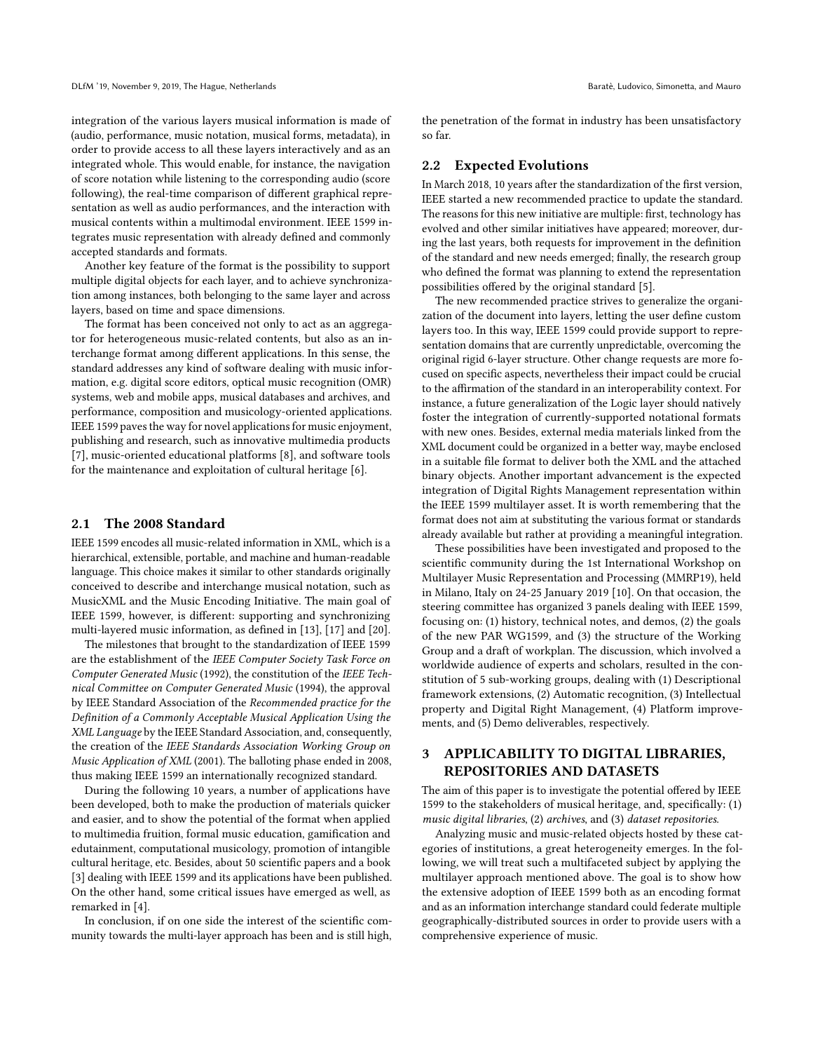integration of the various layers musical information is made of (audio, performance, music notation, musical forms, metadata), in order to provide access to all these layers interactively and as an integrated whole. This would enable, for instance, the navigation of score notation while listening to the corresponding audio (score following), the real-time comparison of different graphical representation as well as audio performances, and the interaction with musical contents within a multimodal environment. IEEE 1599 integrates music representation with already defined and commonly accepted standards and formats.

Another key feature of the format is the possibility to support multiple digital objects for each layer, and to achieve synchronization among instances, both belonging to the same layer and across layers, based on time and space dimensions.

The format has been conceived not only to act as an aggregator for heterogeneous music-related contents, but also as an interchange format among different applications. In this sense, the standard addresses any kind of software dealing with music information, e.g. digital score editors, optical music recognition (OMR) systems, web and mobile apps, musical databases and archives, and performance, composition and musicology-oriented applications. IEEE 1599 paves the way for novel applications for music enjoyment, publishing and research, such as innovative multimedia products [7], music-oriented educational platforms [8], and software tools for the maintenance and exploitation of cultural heritage [6].

## 2.1 The 2008 Standard

IEEE 1599 encodes all music-related information in XML, which is a hierarchical, extensible, portable, and machine and human-readable language. This choice makes it similar to other standards originally conceived to describe and interchange musical notation, such as MusicXML and the Music Encoding Initiative. The main goal of IEEE 1599, however, is different: supporting and synchronizing multi-layered music information, as defined in [13], [17] and [20].

The milestones that brought to the standardization of IEEE 1599 are the establishment of the *IEEE Computer Society Task Force on Computer Generated Music* (1992), the constitution of the *IEEE Technical Committee on Computer Generated Music* (1994), the approval by IEEE Standard Association of the *Recommended practice for the Definition of a Commonly Acceptable Musical Application Using the XML Language* by the IEEE Standard Association, and, consequently, the creation of the *IEEE Standards Association Working Group on Music Application of XML* (2001). The balloting phase ended in 2008, thus making IEEE 1599 an internationally recognized standard.

During the following 10 years, a number of applications have been developed, both to make the production of materials quicker and easier, and to show the potential of the format when applied to multimedia fruition, formal music education, gamification and edutainment, computational musicology, promotion of intangible cultural heritage, etc. Besides, about 50 scientific papers and a book [3] dealing with IEEE 1599 and its applications have been published. On the other hand, some critical issues have emerged as well, as remarked in [4].

In conclusion, if on one side the interest of the scientific community towards the multi-layer approach has been and is still high, the penetration of the format in industry has been unsatisfactory so far.

## 2.2 Expected Evolutions

In March 2018, 10 years after the standardization of the first version, IEEE started a new recommended practice to update the standard. The reasons for this new initiative are multiple: first, technology has evolved and other similar initiatives have appeared; moreover, during the last years, both requests for improvement in the definition of the standard and new needs emerged; finally, the research group who defined the format was planning to extend the representation possibilities offered by the original standard [5].

The new recommended practice strives to generalize the organization of the document into layers, letting the user define custom layers too. In this way, IEEE 1599 could provide support to representation domains that are currently unpredictable, overcoming the original rigid 6-layer structure. Other change requests are more focused on specific aspects, nevertheless their impact could be crucial to the affirmation of the standard in an interoperability context. For instance, a future generalization of the Logic layer should natively foster the integration of currently-supported notational formats with new ones. Besides, external media materials linked from the XML document could be organized in a better way, maybe enclosed in a suitable file format to deliver both the XML and the attached binary objects. Another important advancement is the expected integration of Digital Rights Management representation within the IEEE 1599 multilayer asset. It is worth remembering that the format does not aim at substituting the various format or standards already available but rather at providing a meaningful integration.

These possibilities have been investigated and proposed to the scientific community during the 1st International Workshop on Multilayer Music Representation and Processing (MMRP19), held in Milano, Italy on 24-25 January 2019 [10]. On that occasion, the steering committee has organized 3 panels dealing with IEEE 1599, focusing on: (1) history, technical notes, and demos, (2) the goals of the new PAR WG1599, and (3) the structure of the Working Group and a draft of workplan. The discussion, which involved a worldwide audience of experts and scholars, resulted in the constitution of 5 sub-working groups, dealing with (1) Descriptional framework extensions, (2) Automatic recognition, (3) Intellectual property and Digital Right Management, (4) Platform improvements, and (5) Demo deliverables, respectively.

# 3 APPLICABILITY TO DIGITAL LIBRARIES, REPOSITORIES AND DATASETS

The aim of this paper is to investigate the potential offered by IEEE 1599 to the stakeholders of musical heritage, and, specifically: (1) *music digital libraries*, (2) *archives*, and (3) *dataset repositories*.

Analyzing music and music-related objects hosted by these categories of institutions, a great heterogeneity emerges. In the following, we will treat such a multifaceted subject by applying the multilayer approach mentioned above. The goal is to show how the extensive adoption of IEEE 1599 both as an encoding format and as an information interchange standard could federate multiple geographically-distributed sources in order to provide users with a comprehensive experience of music.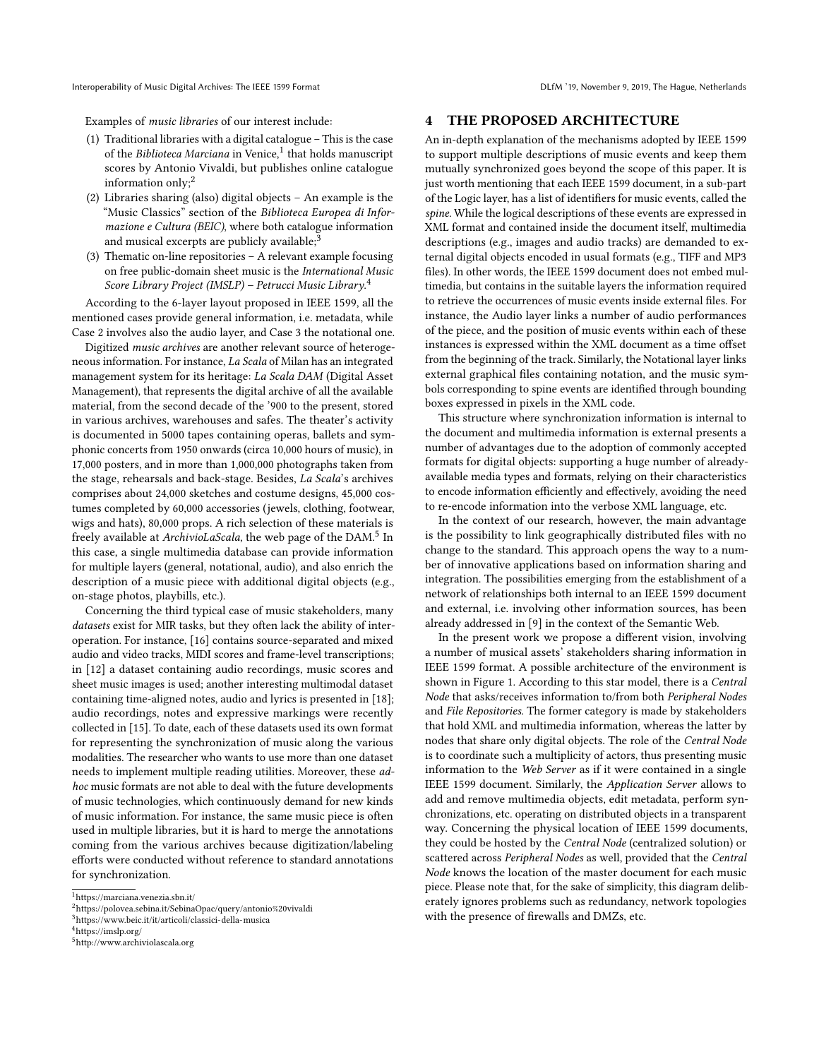Examples of *music libraries* of our interest include:

1. Traditional libraries with a digital catalogue – This is the case of the *Biblioteca Marciana* in Venice,[1] that holds manuscript scores by Antonio Vivaldi, but publishes online catalogue information only;[2]
2. Libraries sharing (also) digital objects – An example is the "Music Classics" section of the *Biblioteca Europea di Informazione e Cultura (BEIC)*, where both catalogue information and musical excerpts are publicly available;[3]
3. Thematic on-line repositories – A relevant example focusing on free public-domain sheet music is the *International Music Score Library Project (IMSLP) – Petrucci Music Library*.[4]

According to the 6-layer layout proposed in IEEE 1599, all the mentioned cases provide general information, i.e. metadata, while Case 2 involves also the audio layer, and Case 3 the notational one.

Digitized *music archives* are another relevant source of heterogeneous information. For instance, *La Scala* of Milan has an integrated management system for its heritage: *La Scala DAM* (Digital Asset Management), that represents the digital archive of all the available material, from the second decade of the '900 to the present, stored in various archives, warehouses and safes. The theater's activity is documented in 5000 tapes containing operas, ballets and symphonic concerts from 1950 onwards (circa 10,000 hours of music), in 17,000 posters, and in more than 1,000,000 photographs taken from the stage, rehearsals and back-stage. Besides, *La Scala*'s archives comprises about 24,000 sketches and costume designs, 45,000 costumes completed by 60,000 accessories (jewels, clothing, footwear, wigs and hats), 80,000 props. A rich selection of these materials is freely available at *ArchivioLaScala*, the web page of the DAM.[5] In this case, a single multimedia database can provide information for multiple layers (general, notational, audio), and also enrich the description of a music piece with additional digital objects (e.g., on-stage photos, playbills, etc.).

Concerning the third typical case of music stakeholders, many *datasets* exist for MIR tasks, but they often lack the ability of interoperation. For instance, [16] contains source-separated and mixed audio and video tracks, MIDI scores and frame-level transcriptions; in [12] a dataset containing audio recordings, music scores and sheet music images is used; another interesting multimodal dataset containing time-aligned notes, audio and lyrics is presented in [18]; audio recordings, notes and expressive markings were recently collected in [15]. To date, each of these datasets used its own format for representing the synchronization of music along the various modalities. The researcher who wants to use more than one dataset needs to implement multiple reading utilities. Moreover, these *ad-hoc* music formats are not able to deal with the future developments of music technologies, which continuously demand for new kinds of music information. For instance, the same music piece is often used in multiple libraries, but it is hard to merge the annotations coming from the various archives because digitization/labeling efforts were conducted without reference to standard annotations for synchronization.

[1] https://marciana.venezia.sbn.it/
[2] https://polovea.sebina.it/SebinaOpac/query/antonio%20vivaldi
[3] https://www.beic.it/it/articoli/classici-della-musica
[4] https://imslp.org/
[5] http://www.archiviolascala.org

## 4 THE PROPOSED ARCHITECTURE

An in-depth explanation of the mechanisms adopted by IEEE 1599 to support multiple descriptions of music events and keep them mutually synchronized goes beyond the scope of this paper. It is just worth mentioning that each IEEE 1599 document, in a sub-part of the Logic layer, has a list of identifiers for music events, called the *spine*. While the logical descriptions of these events are expressed in XML format and contained inside the document itself, multimedia descriptions (e.g., images and audio tracks) are demanded to external digital objects encoded in usual formats (e.g., TIFF and MP3 files). In other words, the IEEE 1599 document does not embed multimedia, but contains in the suitable layers the information required to retrieve the occurrences of music events inside external files. For instance, the Audio layer links a number of audio performances of the piece, and the position of music events within each of these instances is expressed within the XML document as a time offset from the beginning of the track. Similarly, the Notational layer links external graphical files containing notation, and the music symbols corresponding to spine events are identified through bounding boxes expressed in pixels in the XML code.

This structure where synchronization information is internal to the document and multimedia information is external presents a number of advantages due to the adoption of commonly accepted formats for digital objects: supporting a huge number of already-available media types and formats, relying on their characteristics to encode information efficiently and effectively, avoiding the need to re-encode information into the verbose XML language, etc.

In the context of our research, however, the main advantage is the possibility to link geographically distributed files with no change to the standard. This approach opens the way to a number of innovative applications based on information sharing and integration. The possibilities emerging from the establishment of a network of relationships both internal to an IEEE 1599 document and external, i.e. involving other information sources, has been already addressed in [9] in the context of the Semantic Web.

In the present work we propose a different vision, involving a number of musical assets' stakeholders sharing information in IEEE 1599 format. A possible architecture of the environment is shown in Figure 1. According to this star model, there is a *Central Node* that asks/receives information to/from both *Peripheral Nodes* and *File Repositories*. The former category is made by stakeholders that hold XML and multimedia information, whereas the latter by nodes that share only digital objects. The role of the *Central Node* is to coordinate such a multiplicity of actors, thus presenting music information to the *Web Server* as if it were contained in a single IEEE 1599 document. Similarly, the *Application Server* allows to add and remove multimedia objects, edit metadata, perform synchronizations, etc. operating on distributed objects in a transparent way. Concerning the physical location of IEEE 1599 documents, they could be hosted by the *Central Node* (centralized solution) or scattered across *Peripheral Nodes* as well, provided that the *Central Node* knows the location of the master document for each music piece. Please note that, for the sake of simplicity, this diagram deliberately ignores problems such as redundancy, network topologies with the presence of firewalls and DMZs, etc.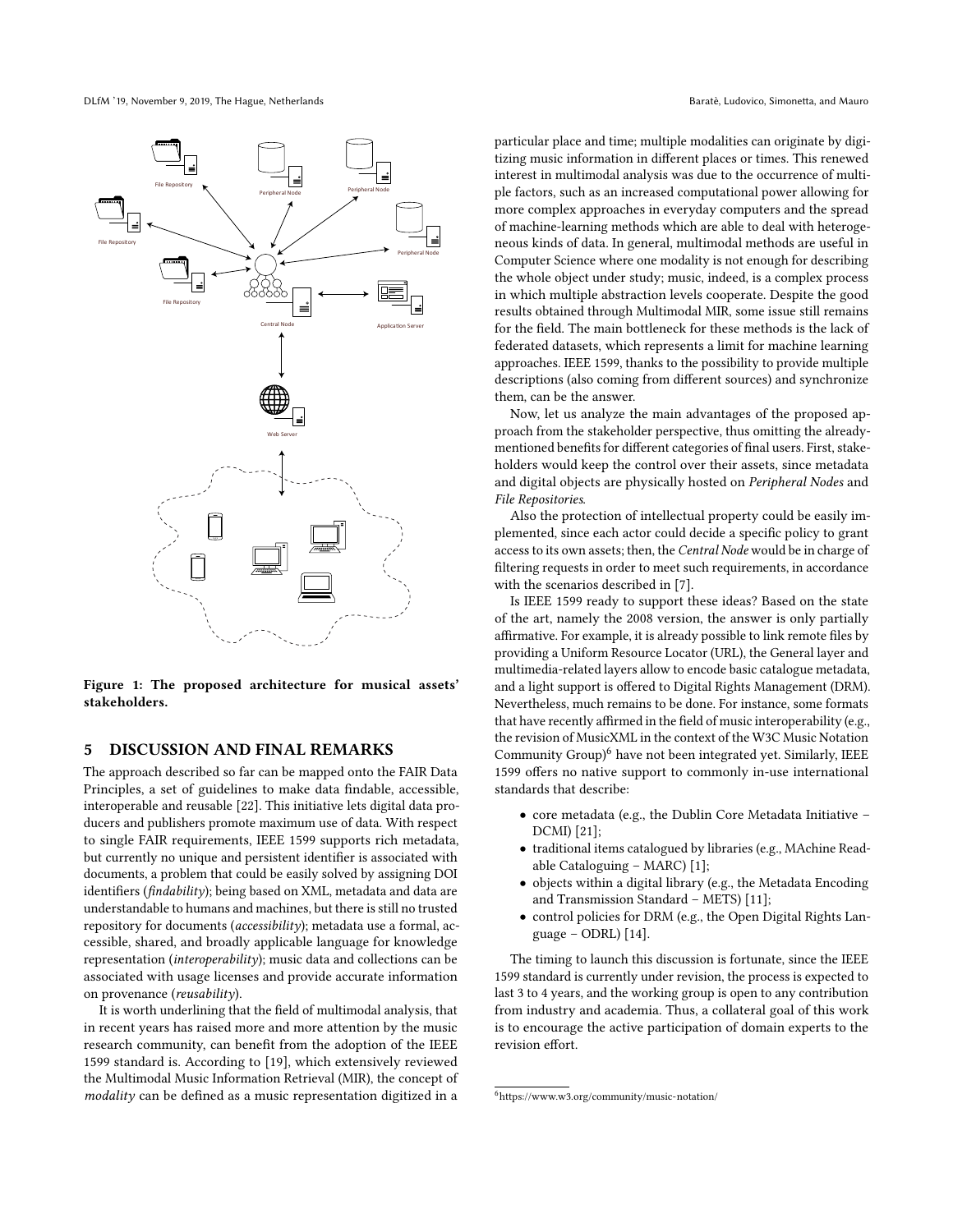Figure 1: The proposed architecture for musical assets' stakeholders.

## 5 DISCUSSION AND FINAL REMARKS

The approach described so far can be mapped onto the FAIR Data Principles, a set of guidelines to make data findable, accessible, interoperable and reusable [22]. This initiative lets digital data producers and publishers promote maximum use of data. With respect to single FAIR requirements, IEEE 1599 supports rich metadata, but currently no unique and persistent identifier is associated with documents, a problem that could be easily solved by assigning DOI identifiers (*findability*); being based on XML, metadata and data are understandable to humans and machines, but there is still no trusted repository for documents (*accessibility*); metadata use a formal, accessible, shared, and broadly applicable language for knowledge representation (*interoperability*); music data and collections can be associated with usage licenses and provide accurate information on provenance (*reusability*).

It is worth underlining that the field of multimodal analysis, that in recent years has raised more and more attention by the music research community, can benefit from the adoption of the IEEE 1599 standard is. According to [19], which extensively reviewed the Multimodal Music Information Retrieval (MIR), the concept of *modality* can be defined as a music representation digitized in a particular place and time; multiple modalities can originate by digitizing music information in different places or times. This renewed interest in multimodal analysis was due to the occurrence of multiple factors, such as an increased computational power allowing for more complex approaches in everyday computers and the spread of machine-learning methods which are able to deal with heterogeneous kinds of data. In general, multimodal methods are useful in Computer Science where one modality is not enough for describing the whole object under study; music, indeed, is a complex process in which multiple abstraction levels cooperate. Despite the good results obtained through Multimodal MIR, some issue still remains for the field. The main bottleneck for these methods is the lack of federated datasets, which represents a limit for machine learning approaches. IEEE 1599, thanks to the possibility to provide multiple descriptions (also coming from different sources) and synchronize them, can be the answer.

Now, let us analyze the main advantages of the proposed approach from the stakeholder perspective, thus omitting the already-mentioned benefits for different categories of final users. First, stakeholders would keep the control over their assets, since metadata and digital objects are physically hosted on *Peripheral Nodes* and *File Repositories*.

Also the protection of intellectual property could be easily implemented, since each actor could decide a specific policy to grant access to its own assets; then, the *Central Node* would be in charge of filtering requests in order to meet such requirements, in accordance with the scenarios described in [7].

Is IEEE 1599 ready to support these ideas? Based on the state of the art, namely the 2008 version, the answer is only partially affirmative. For example, it is already possible to link remote files by providing a Uniform Resource Locator (URL), the General layer and multimedia-related layers allow to encode basic catalogue metadata, and a light support is offered to Digital Rights Management (DRM). Nevertheless, much remains to be done. For instance, some formats that have recently affirmed in the field of music interoperability (e.g., the revision of MusicXML in the context of the W3C Music Notation Community Group)[6] have not been integrated yet. Similarly, IEEE 1599 offers no native support to commonly in-use international standards that describe:

- core metadata (e.g., the Dublin Core Metadata Initiative – DCMI) [21];
- traditional items catalogued by libraries (e.g., MAchine Readable Cataloguing – MARC) [1];
- objects within a digital library (e.g., the Metadata Encoding and Transmission Standard – METS) [11];
- control policies for DRM (e.g., the Open Digital Rights Language – ODRL) [14].

The timing to launch this discussion is fortunate, since the IEEE 1599 standard is currently under revision, the process is expected to last 3 to 4 years, and the working group is open to any contribution from industry and academia. Thus, a collateral goal of this work is to encourage the active participation of domain experts to the revision effort.

[6] https://www.w3.org/community/music-notation/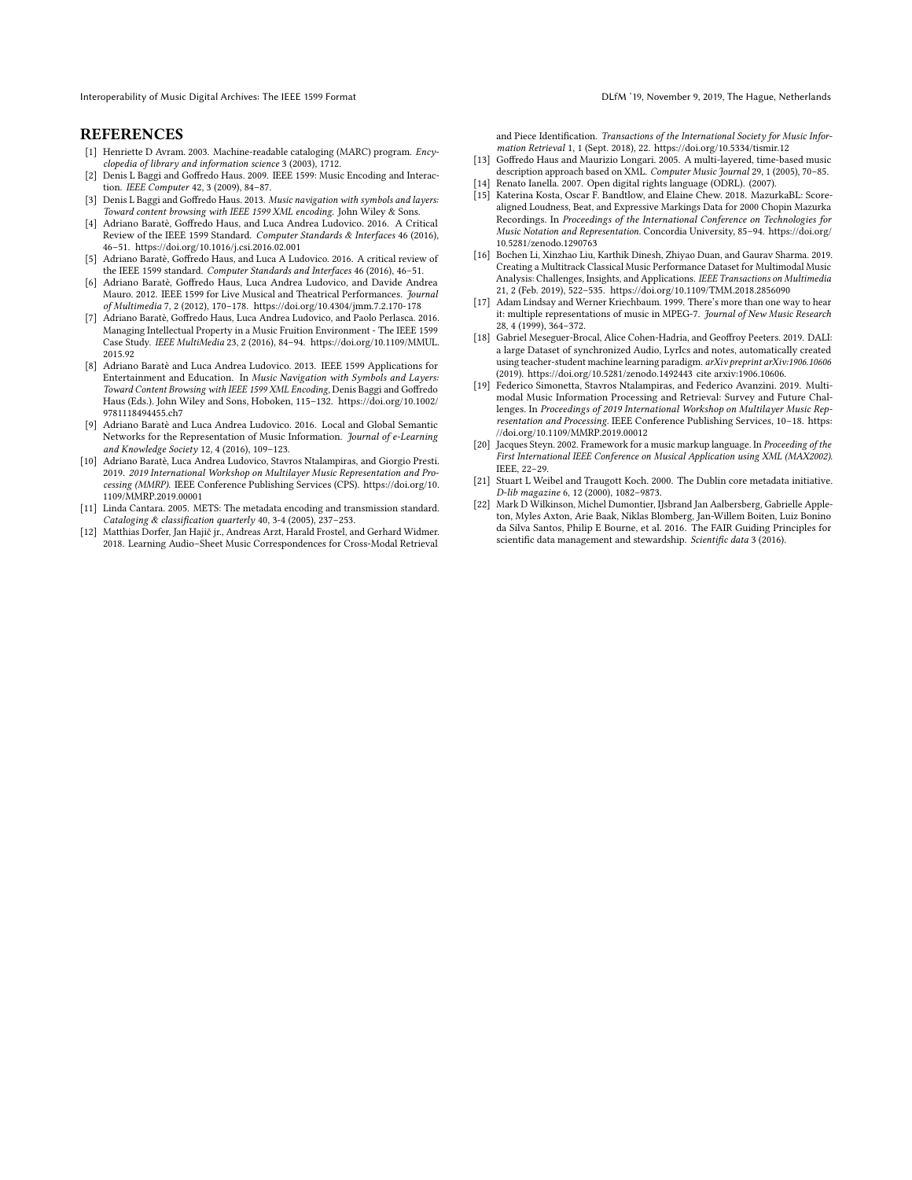## REFERENCES

[1] Henriette D Avram. 2003. Machine-readable cataloging (MARC) program. *Encyclopedia of library and information science* 3 (2003), 1712.

[2] Denis L Baggi and Goffredo Haus. 2009. IEEE 1599: Music Encoding and Interaction. *IEEE Computer* 42, 3 (2009), 84–87.

[3] Denis L Baggi and Goffredo Haus. 2013. *Music navigation with symbols and layers: Toward content browsing with IEEE 1599 XML encoding*. John Wiley & Sons.

[4] Adriano Baratè, Goffredo Haus, and Luca Andrea Ludovico. 2016. A Critical Review of the IEEE 1599 Standard. *Computer Standards & Interfaces* 46 (2016), 46–51. https://doi.org/10.1016/j.csi.2016.02.001

[5] Adriano Baratè, Goffredo Haus, and Luca A Ludovico. 2016. A critical review of the IEEE 1599 standard. *Computer Standards and Interfaces* 46 (2016), 46–51.

[6] Adriano Baratè, Goffredo Haus, Luca Andrea Ludovico, and Davide Andrea Mauro. 2012. IEEE 1599 for Live Musical and Theatrical Performances. *Journal of Multimedia* 7, 2 (2012), 170–178. https://doi.org/10.4304/jmm.7.2.170-178

[7] Adriano Baratè, Goffredo Haus, Luca Andrea Ludovico, and Paolo Perlasca. 2016. Managing Intellectual Property in a Music Fruition Environment - The IEEE 1599 Case Study. *IEEE MultiMedia* 23, 2 (2016), 84–94. https://doi.org/10.1109/MMUL.2015.92

[8] Adriano Baratè and Luca Andrea Ludovico. 2013. IEEE 1599 Applications for Entertainment and Education. In *Music Navigation with Symbols and Layers: Toward Content Browsing with IEEE 1599 XML Encoding*, Denis Baggi and Goffredo Haus (Eds.). John Wiley and Sons, Hoboken, 115–132. https://doi.org/10.1002/9781118494455.ch7

[9] Adriano Baratè and Luca Andrea Ludovico. 2016. Local and Global Semantic Networks for the Representation of Music Information. *Journal of e-Learning and Knowledge Society* 12, 4 (2016), 109–123.

[10] Adriano Baratè, Luca Andrea Ludovico, Stavros Ntalampiras, and Giorgio Presti. 2019. *2019 International Workshop on Multilayer Music Representation and Processing (MMRP)*. IEEE Conference Publishing Services (CPS). https://doi.org/10.1109/MMRP.2019.00001

[11] Linda Cantara. 2005. METS: The metadata encoding and transmission standard. *Cataloging & classification quarterly* 40, 3-4 (2005), 237–253.

[12] Matthias Dorfer, Jan Hajič jr., Andreas Arzt, Harald Frostel, and Gerhard Widmer. 2018. Learning Audio–Sheet Music Correspondences for Cross-Modal Retrieval and Piece Identification. *Transactions of the International Society for Music Information Retrieval* 1, 1 (Sept. 2018), 22. https://doi.org/10.5334/tismir.12

[13] Goffredo Haus and Maurizio Longari. 2005. A multi-layered, time-based music description approach based on XML. *Computer Music Journal* 29, 1 (2005), 70–85.

[14] Renato Ianella. 2007. Open digital rights language (ODRL). (2007).

[15] Katerina Kosta, Oscar F. Bandtlow, and Elaine Chew. 2018. MazurkaBL: Score-aligned Loudness, Beat, and Expressive Markings Data for 2000 Chopin Mazurka Recordings. In *Proceedings of the International Conference on Technologies for Music Notation and Representation*. Concordia University, 85–94. https://doi.org/10.5281/zenodo.1290763

[16] Bochen Li, Xinzhao Liu, Karthik Dinesh, Zhiyao Duan, and Gaurav Sharma. 2019. Creating a Multitrack Classical Music Performance Dataset for Multimodal Music Analysis: Challenges, Insights, and Applications. *IEEE Transactions on Multimedia* 21, 2 (Feb. 2019), 522–535. https://doi.org/10.1109/TMM.2018.2856090

[17] Adam Lindsay and Werner Kriechbaum. 1999. There's more than one way to hear it: multiple representations of music in MPEG-7. *Journal of New Music Research* 28, 4 (1999), 364–372.

[18] Gabriel Meseguer-Brocal, Alice Cohen-Hadria, and Geoffroy Peeters. 2019. DALI: a large Dataset of synchronized Audio, LyrIcs and notes, automatically created using teacher-student machine learning paradigm. *arXiv preprint arXiv:1906.10606* (2019). https://doi.org/10.5281/zenodo.1492443 cite arxiv:1906.10606.

[19] Federico Simonetta, Stavros Ntalampiras, and Federico Avanzini. 2019. Multimodal Music Information Processing and Retrieval: Survey and Future Challenges. In *Proceedings of 2019 International Workshop on Multilayer Music Representation and Processing*. IEEE Conference Publishing Services, 10–18. https://doi.org/10.1109/MMRP.2019.00012

[20] Jacques Steyn. 2002. Framework for a music markup language. In *Proceeding of the First International IEEE Conference on Musical Application using XML (MAX2002)*. IEEE, 22–29.

[21] Stuart L Weibel and Traugott Koch. 2000. The Dublin core metadata initiative. *D-lib magazine* 6, 12 (2000), 1082–9873.

[22] Mark D Wilkinson, Michel Dumontier, IJsbrand Jan Aalbersberg, Gabrielle Appleton, Myles Axton, Arie Baak, Niklas Blomberg, Jan-Willem Boiten, Luiz Bonino da Silva Santos, Philip E Bourne, et al. 2016. The FAIR Guiding Principles for scientific data management and stewardship. *Scientific data* 3 (2016).